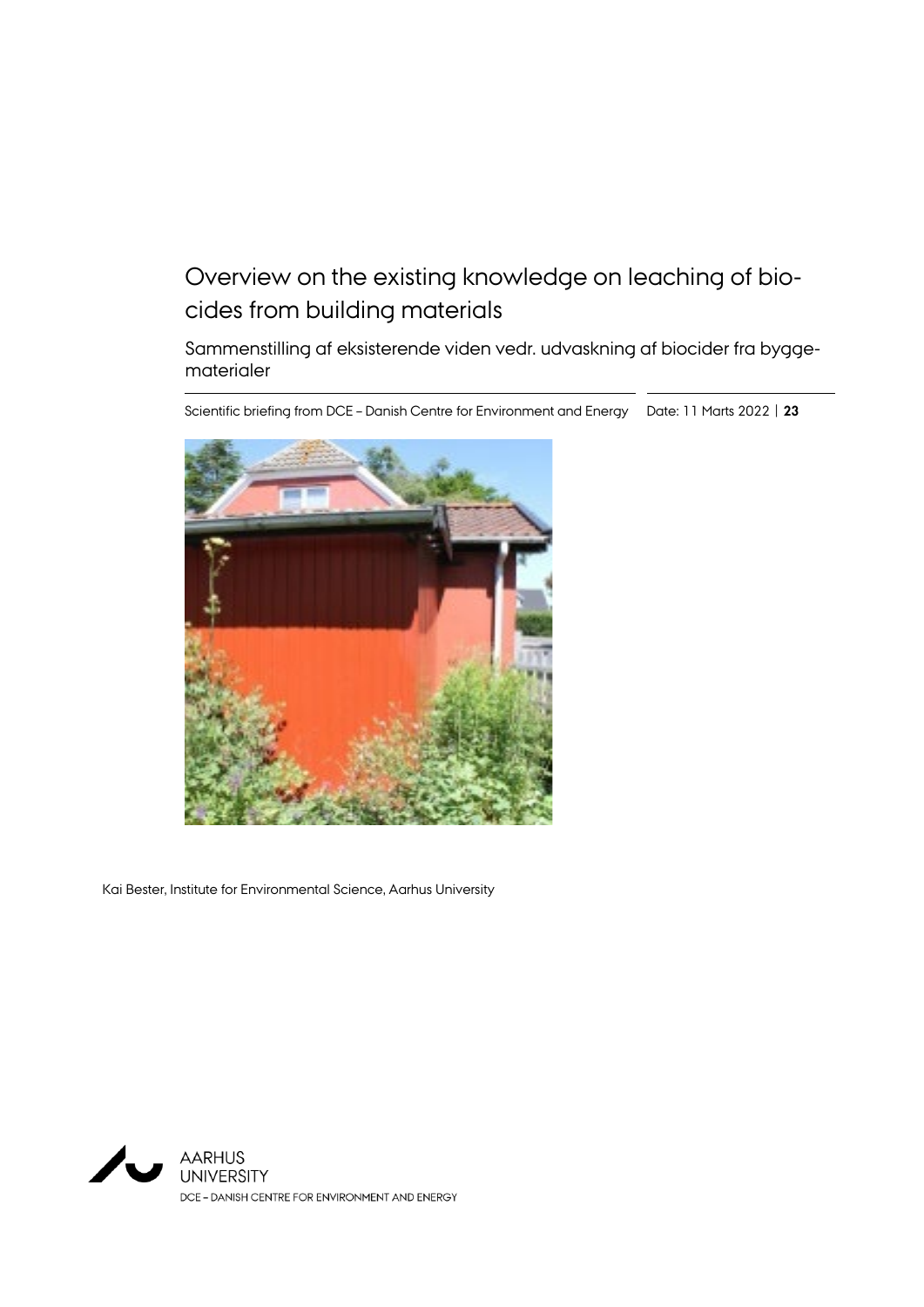# Overview on the existing knowledge on leaching of biocides from building materials

Sammenstilling af eksisterende viden vedr. udvaskning af biocider fra byggematerialer

Scientific briefing from DCE – Danish Centre for Environment and Energy | Date: 11 Marts 2022 | **23**

Kai Bester, Institute for Environmental Science, Aarhus University

AARHUS UNIVERSITY
DCE – DANISH CENTRE FOR ENVIRONMENT AND ENERGY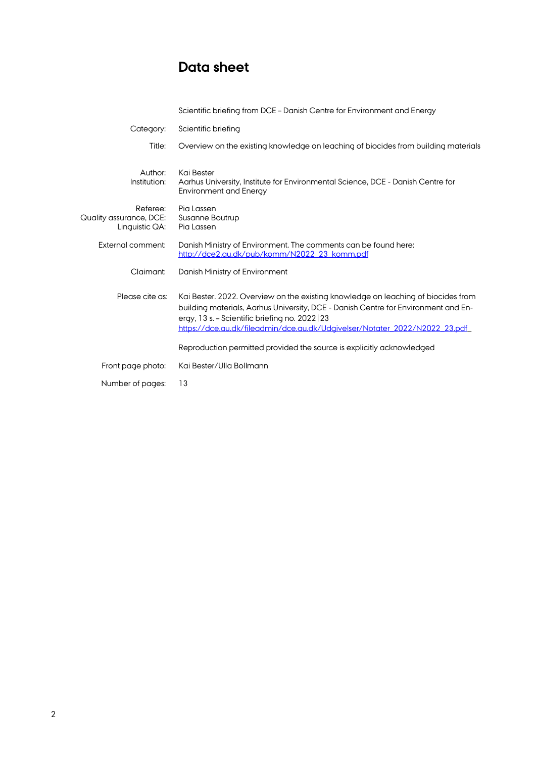# Data sheet

Scientific briefing from DCE – Danish Centre for Environment and Energy

| | |
|---|---|
| Category: | Scientific briefing |
| Title: | Overview on the existing knowledge on leaching of biocides from building materials |
| Author: | Kai Bester |
| Institution: | Aarhus University, Institute for Environmental Science, DCE - Danish Centre for Environment and Energy |
| Referee: | Pia Lassen |
| Quality assurance, DCE: | Susanne Boutrup |
| Linguistic QA: | Pia Lassen |
| External comment: | Danish Ministry of Environment. The comments can be found here: [http://dce2.au.dk/pub/komm/N2022_23_komm.pdf](http://dce2.au.dk/pub/komm/N2022_23_komm.pdf) |
| Claimant: | Danish Ministry of Environment |
| Please cite as: | Kai Bester. 2022. Overview on the existing knowledge on leaching of biocides from building materials, Aarhus University, DCE - Danish Centre for Environment and Energy, 13 s. – Scientific briefing no. 2022\|23 [https://dce.au.dk/fileadmin/dce.au.dk/Udgivelser/Notater_2022/N2022_23.pdf](https://dce.au.dk/fileadmin/dce.au.dk/Udgivelser/Notater_2022/N2022_23.pdf) |
| | Reproduction permitted provided the source is explicitly acknowledged |
| Front page photo: | Kai Bester/Ulla Bollmann |
| Number of pages: | 13 |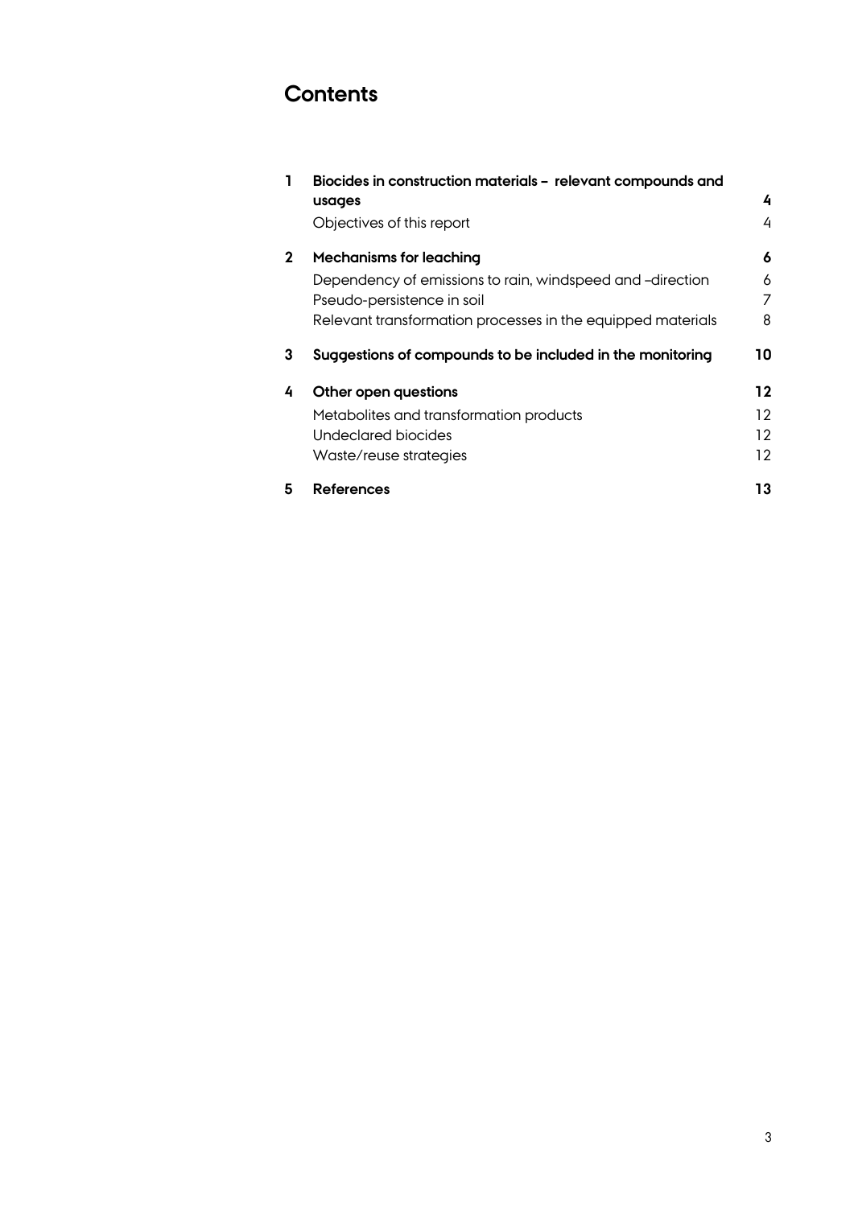# Contents

| | | |
|---|---|---|
| **1** | **Biocides in construction materials – relevant compounds and usages** | **4** |
| | Objectives of this report | 4 |
| **2** | **Mechanisms for leaching** | **6** |
| | Dependency of emissions to rain, windspeed and –direction | 6 |
| | Pseudo-persistence in soil | 7 |
| | Relevant transformation processes in the equipped materials | 8 |
| **3** | **Suggestions of compounds to be included in the monitoring** | **10** |
| **4** | **Other open questions** | **12** |
| | Metabolites and transformation products | 12 |
| | Undeclared biocides | 12 |
| | Waste/reuse strategies | 12 |
| **5** | **References** | **13** |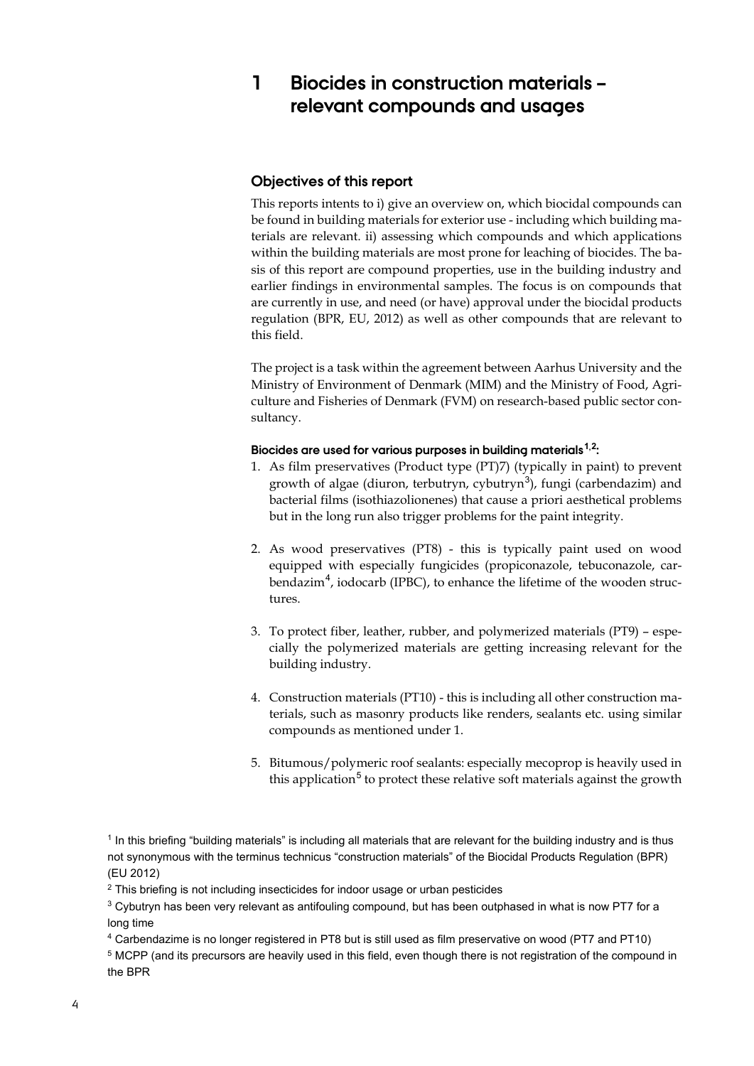# 1 Biocides in construction materials – relevant compounds and usages

## Objectives of this report

This reports intents to i) give an overview on, which biocidal compounds can be found in building materials for exterior use - including which building materials are relevant. ii) assessing which compounds and which applications within the building materials are most prone for leaching of biocides. The basis of this report are compound properties, use in the building industry and earlier findings in environmental samples. The focus is on compounds that are currently in use, and need (or have) approval under the biocidal products regulation (BPR, EU, 2012) as well as other compounds that are relevant to this field.

The project is a task within the agreement between Aarhus University and the Ministry of Environment of Denmark (MIM) and the Ministry of Food, Agriculture and Fisheries of Denmark (FVM) on research-based public sector consultancy.

### Biocides are used for various purposes in building materials[1,2]:

1. As film preservatives (Product type (PT)7) (typically in paint) to prevent growth of algae (diuron, terbutryn, cybutryn[3]), fungi (carbendazim) and bacterial films (isothiazolionenes) that cause a priori aesthetical problems but in the long run also trigger problems for the paint integrity.

2. As wood preservatives (PT8) - this is typically paint used on wood equipped with especially fungicides (propiconazole, tebuconazole, carbendazim[4], iodocarb (IPBC), to enhance the lifetime of the wooden structures.

3. To protect fiber, leather, rubber, and polymerized materials (PT9) – especially the polymerized materials are getting increasing relevant for the building industry.

4. Construction materials (PT10) - this is including all other construction materials, such as masonry products like renders, sealants etc. using similar compounds as mentioned under 1.

5. Bitumous/polymeric roof sealants: especially mecoprop is heavily used in this application[5] to protect these relative soft materials against the growth

[1] In this briefing "building materials" is including all materials that are relevant for the building industry and is thus not synonymous with the terminus technicus "construction materials" of the Biocidal Products Regulation (BPR) (EU 2012)

[2] This briefing is not including insecticides for indoor usage or urban pesticides

[3] Cybutryn has been very relevant as antifouling compound, but has been outphased in what is now PT7 for a long time

[4] Carbendazime is no longer registered in PT8 but is still used as film preservative on wood (PT7 and PT10)

[5] MCPP (and its precursors are heavily used in this field, even though there is not registration of the compound in the BPR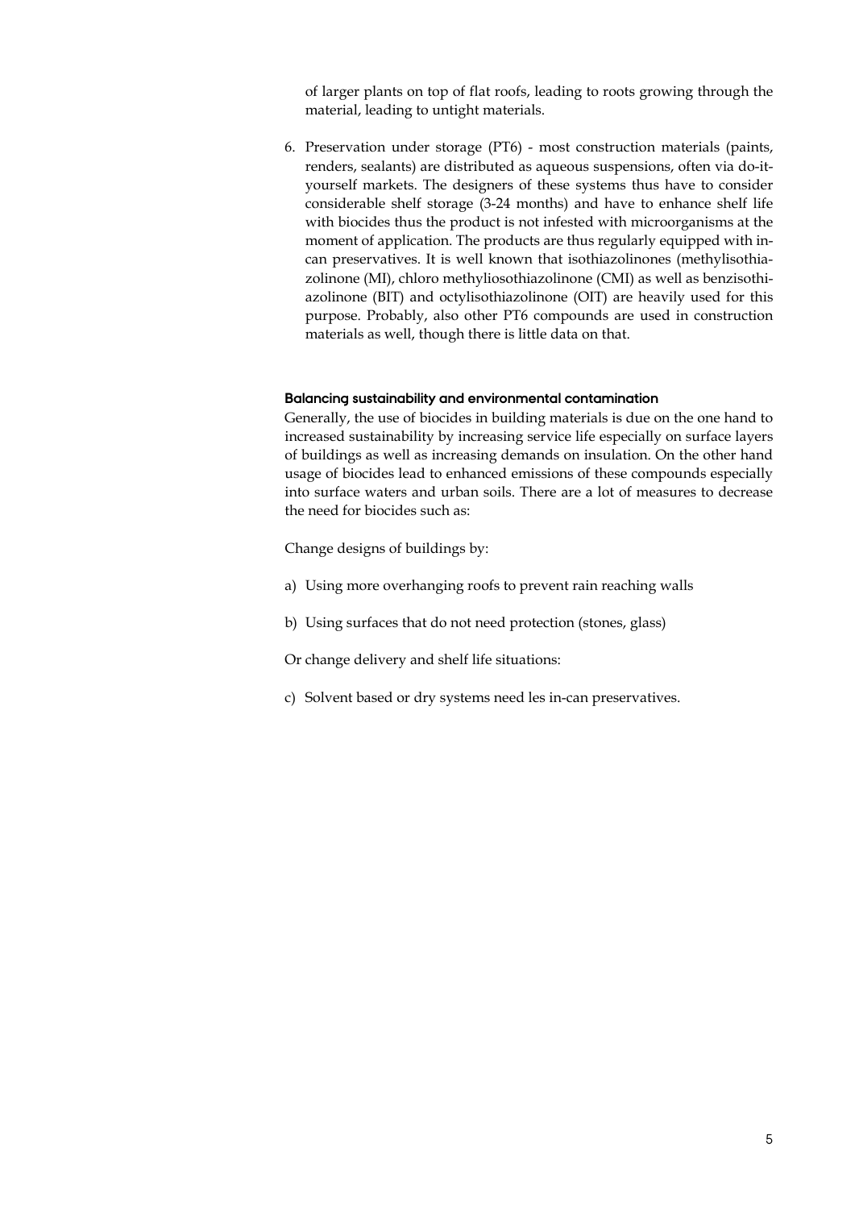of larger plants on top of flat roofs, leading to roots growing through the material, leading to untight materials.

6. Preservation under storage (PT6) - most construction materials (paints, renders, sealants) are distributed as aqueous suspensions, often via do-it-yourself markets. The designers of these systems thus have to consider considerable shelf storage (3-24 months) and have to enhance shelf life with biocides thus the product is not infested with microorganisms at the moment of application. The products are thus regularly equipped with in-can preservatives. It is well known that isothiazolinones (methylisothiazolinone (MI), chloro methyliosothiazolinone (CMI) as well as benzisothiazolinone (BIT) and octylisothiazolinone (OIT) are heavily used for this purpose. Probably, also other PT6 compounds are used in construction materials as well, though there is little data on that.

#### Balancing sustainability and environmental contamination

Generally, the use of biocides in building materials is due on the one hand to increased sustainability by increasing service life especially on surface layers of buildings as well as increasing demands on insulation. On the other hand usage of biocides lead to enhanced emissions of these compounds especially into surface waters and urban soils. There are a lot of measures to decrease the need for biocides such as:

Change designs of buildings by:

a) Using more overhanging roofs to prevent rain reaching walls

b) Using surfaces that do not need protection (stones, glass)

Or change delivery and shelf life situations:

c) Solvent based or dry systems need les in-can preservatives.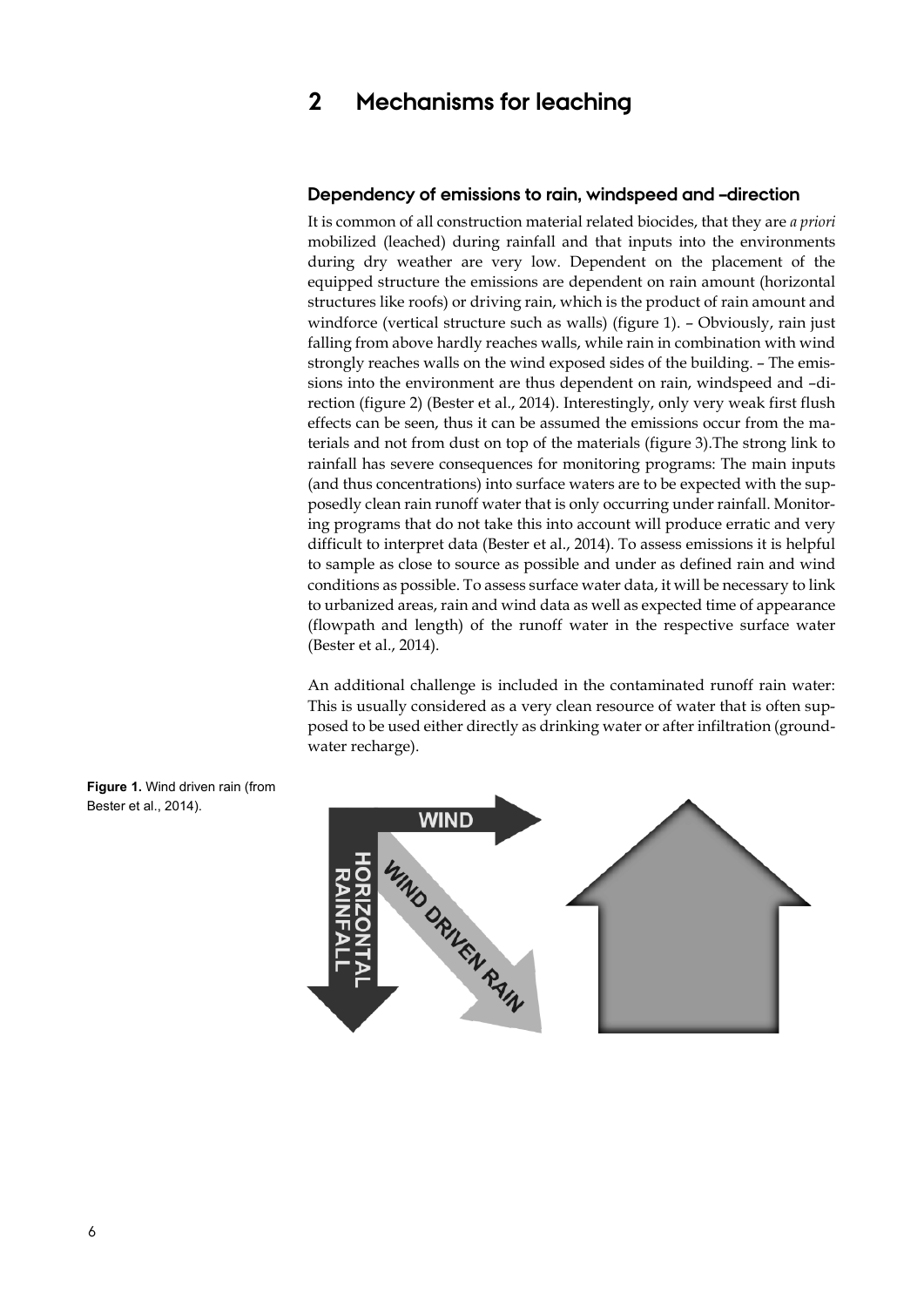# 2 Mechanisms for leaching

## Dependency of emissions to rain, windspeed and –direction

It is common of all construction material related biocides, that they are *a priori* mobilized (leached) during rainfall and that inputs into the environments during dry weather are very low. Dependent on the placement of the equipped structure the emissions are dependent on rain amount (horizontal structures like roofs) or driving rain, which is the product of rain amount and windforce (vertical structure such as walls) (figure 1). – Obviously, rain just falling from above hardly reaches walls, while rain in combination with wind strongly reaches walls on the wind exposed sides of the building. – The emissions into the environment are thus dependent on rain, windspeed and –direction (figure 2) (Bester et al., 2014). Interestingly, only very weak first flush effects can be seen, thus it can be assumed the emissions occur from the materials and not from dust on top of the materials (figure 3).The strong link to rainfall has severe consequences for monitoring programs: The main inputs (and thus concentrations) into surface waters are to be expected with the supposedly clean rain runoff water that is only occurring under rainfall. Monitoring programs that do not take this into account will produce erratic and very difficult to interpret data (Bester et al., 2014). To assess emissions it is helpful to sample as close to source as possible and under as defined rain and wind conditions as possible. To assess surface water data, it will be necessary to link to urbanized areas, rain and wind data as well as expected time of appearance (flowpath and length) of the runoff water in the respective surface water (Bester et al., 2014).

An additional challenge is included in the contaminated runoff rain water: This is usually considered as a very clean resource of water that is often supposed to be used either directly as drinking water or after infiltration (groundwater recharge).

**Figure 1.** Wind driven rain (from Bester et al., 2014).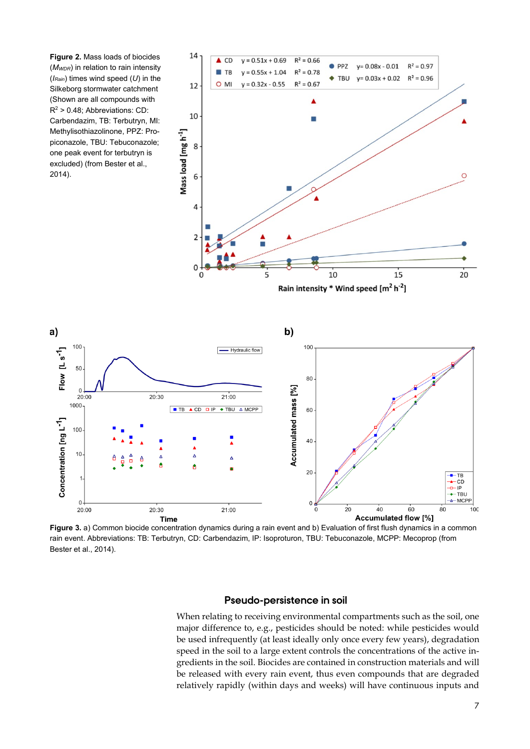**Figure 2.** Mass loads of biocides ($M_{WDR}$) in relation to rain intensity ($I_{Rain}$) times wind speed ($U$) in the Silkeborg stormwater catchment (Shown are all compounds with $R^2$ > 0.48; Abbreviations: CD: Carbendazim, TB: Terbutryn, MI: Methylisothiazolinone, PPZ: Propiconazole, TBU: Tebuconazole; one peak event for terbutryn is excluded) (from Bester et al., 2014).

**Figure 3.** a) Common biocide concentration dynamics during a rain event and b) Evaluation of first flush dynamics in a common rain event. Abbreviations: TB: Terbutryn, CD: Carbendazim, IP: Isoproturon, TBU: Tebuconazole, MCPP: Mecoprop (from Bester et al., 2014).

## Pseudo-persistence in soil

When relating to receiving environmental compartments such as the soil, one major difference to, e.g., pesticides should be noted: while pesticides would be used infrequently (at least ideally only once every few years), degradation speed in the soil to a large extent controls the concentrations of the active ingredients in the soil. Biocides are contained in construction materials and will be released with every rain event, thus even compounds that are degraded relatively rapidly (within days and weeks) will have continuous inputs and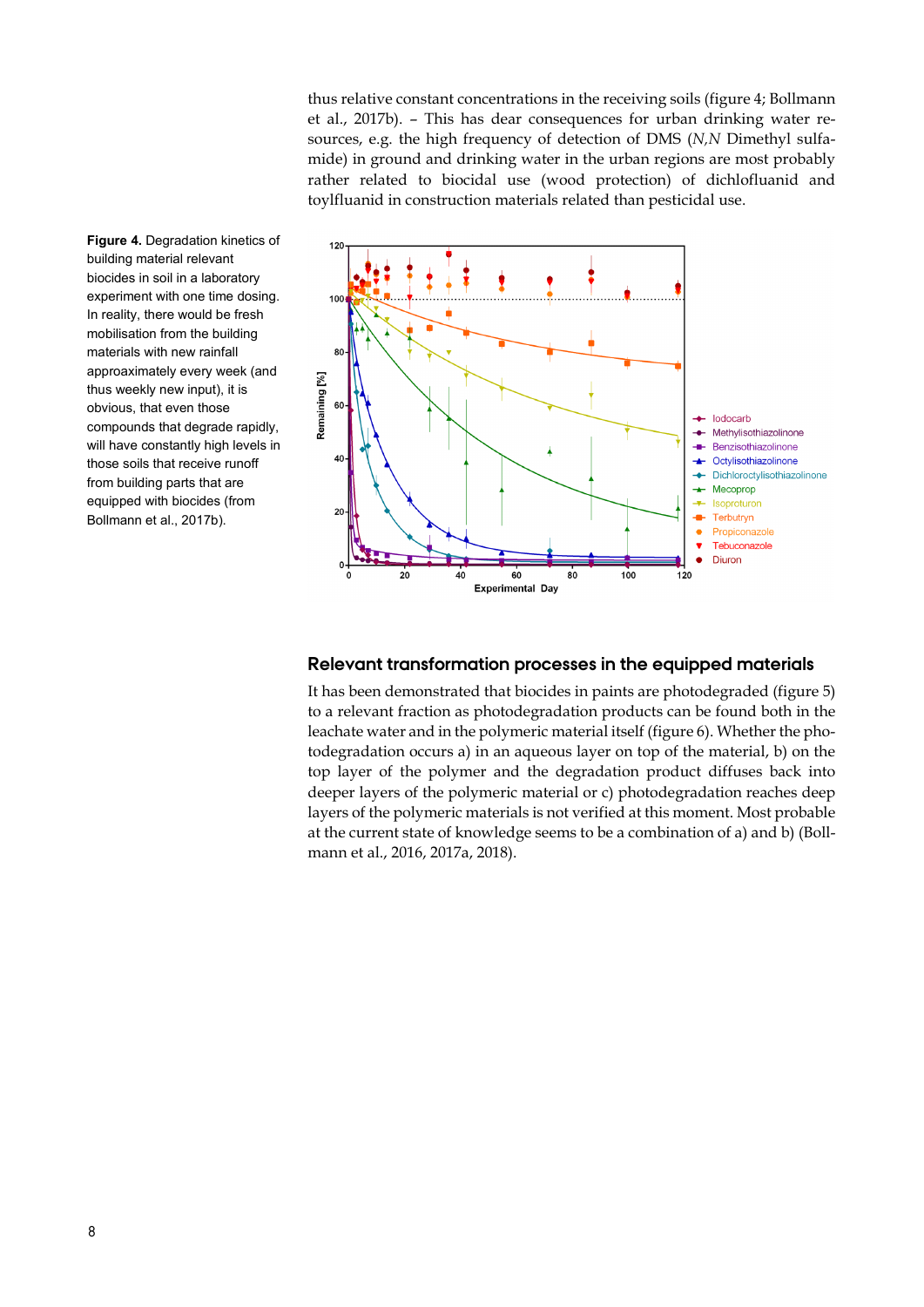thus relative constant concentrations in the receiving soils (figure 4; Bollmann et al., 2017b). – This has dear consequences for urban drinking water resources, e.g. the high frequency of detection of DMS (*N,N* Dimethyl sulfamide) in ground and drinking water in the urban regions are most probably rather related to biocidal use (wood protection) of dichlofluanid and toylfluanid in construction materials related than pesticidal use.

**Figure 4.** Degradation kinetics of building material relevant biocides in soil in a laboratory experiment with one time dosing. In reality, there would be fresh mobilisation from the building materials with new rainfall approaximately every week (and thus weekly new input), it is obvious, that even those compounds that degrade rapidly, will have constantly high levels in those soils that receive runoff from building parts that are equipped with biocides (from Bollmann et al., 2017b).

## Relevant transformation processes in the equipped materials

It has been demonstrated that biocides in paints are photodegraded (figure 5) to a relevant fraction as photodegradation products can be found both in the leachate water and in the polymeric material itself (figure 6). Whether the photodegradation occurs a) in an aqueous layer on top of the material, b) on the top layer of the polymer and the degradation product diffuses back into deeper layers of the polymeric material or c) photodegradation reaches deep layers of the polymeric materials is not verified at this moment. Most probable at the current state of knowledge seems to be a combination of a) and b) (Bollmann et al., 2016, 2017a, 2018).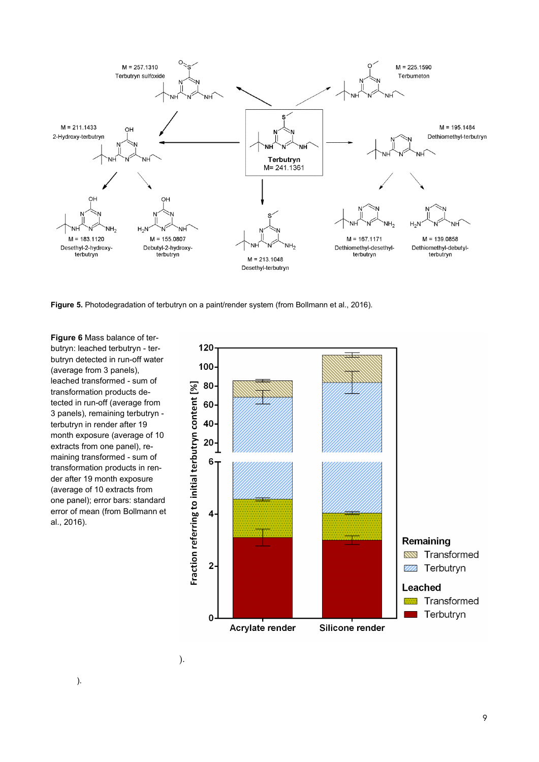**Figure 5.** Photodegradation of terbutryn on a paint/render system (from Bollmann et al., 2016).

**Figure 6** Mass balance of terbutryn: leached terbutryn - terbutryn detected in run-off water (average from 3 panels), leached transformed - sum of transformation products detected in run-off (average from 3 panels), remaining terbutryn - terbutryn in render after 19 month exposure (average of 10 extracts from one panel), remaining transformed - sum of transformation products in render after 19 month exposure (average of 10 extracts from one panel); error bars: standard error of mean (from Bollmann et al., 2016).

).

).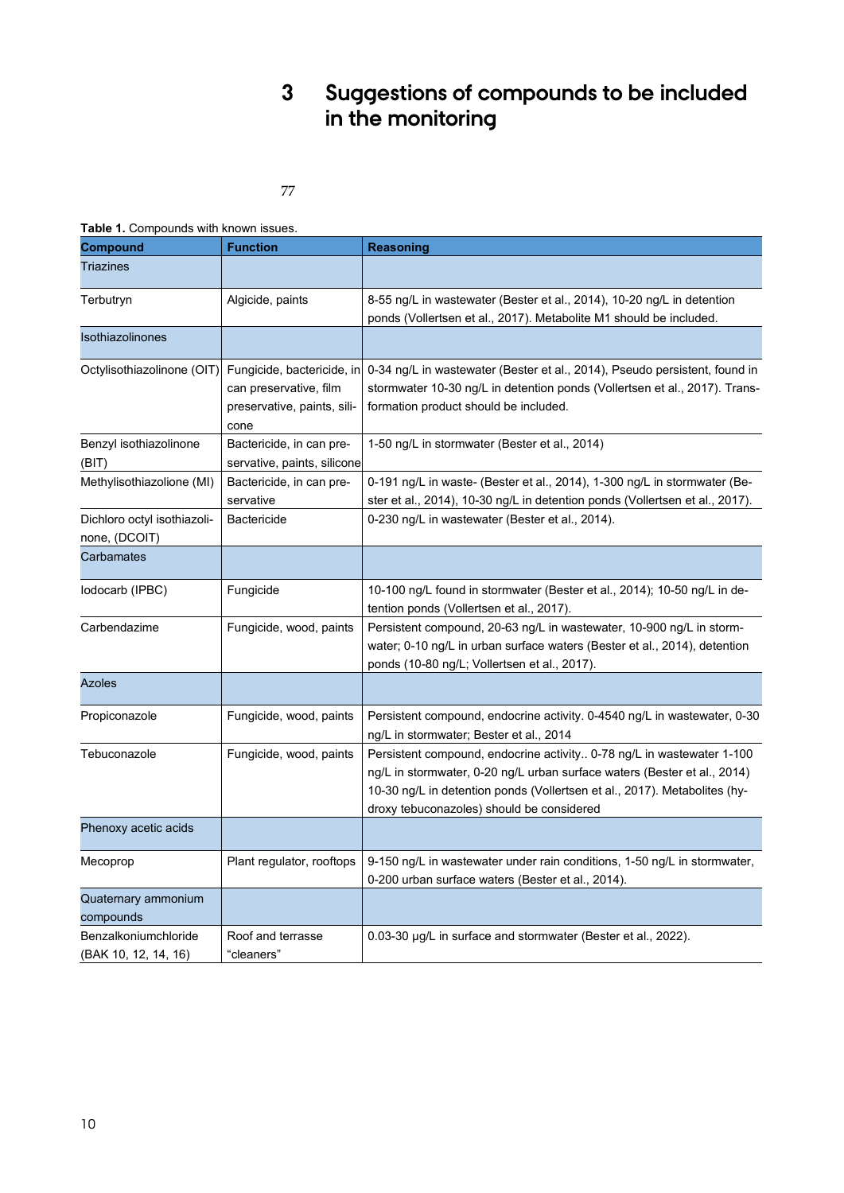# 3 Suggestions of compounds to be included in the monitoring

77

**Table 1.** Compounds with known issues.

| Compound | Function | Reasoning |
|---|---|---|
| Triazines | | |
| Terbutryn | Algicide, paints | 8-55 ng/L in wastewater (Bester et al., 2014), 10-20 ng/L in detention ponds (Vollertsen et al., 2017). Metabolite M1 should be included. |
| Isothiazolinones | | |
| Octylisothiazolinone (OIT) | Fungicide, bactericide, in can preservative, film preservative, paints, silicone | 0-34 ng/L in wastewater (Bester et al., 2014), Pseudo persistent, found in stormwater 10-30 ng/L in detention ponds (Vollertsen et al., 2017). Transformation product should be included. |
| Benzyl isothiazolinone (BIT) | Bactericide, in can preservative, paints, silicone | 1-50 ng/L in stormwater (Bester et al., 2014) |
| Methylisothiazolione (MI) | Bactericide, in can preservative | 0-191 ng/L in waste- (Bester et al., 2014), 1-300 ng/L in stormwater (Bester et al., 2014), 10-30 ng/L in detention ponds (Vollertsen et al., 2017). |
| Dichloro octyl isothiazolinone, (DCOIT) | Bactericide | 0-230 ng/L in wastewater (Bester et al., 2014). |
| Carbamates | | |
| Iodocarb (IPBC) | Fungicide | 10-100 ng/L found in stormwater (Bester et al., 2014); 10-50 ng/L in detention ponds (Vollertsen et al., 2017). |
| Carbendazime | Fungicide, wood, paints | Persistent compound, 20-63 ng/L in wastewater, 10-900 ng/L in stormwater; 0-10 ng/L in urban surface waters (Bester et al., 2014), detention ponds (10-80 ng/L; Vollertsen et al., 2017). |
| Azoles | | |
| Propiconazole | Fungicide, wood, paints | Persistent compound, endocrine activity. 0-4540 ng/L in wastewater, 0-30 ng/L in stormwater; Bester et al., 2014 |
| Tebuconazole | Fungicide, wood, paints | Persistent compound, endocrine activity.. 0-78 ng/L in wastewater 1-100 ng/L in stormwater, 0-20 ng/L urban surface waters (Bester et al., 2014) 10-30 ng/L in detention ponds (Vollertsen et al., 2017). Metabolites (hydroxy tebuconazoles) should be considered |
| Phenoxy acetic acids | | |
| Mecoprop | Plant regulator, rooftops | 9-150 ng/L in wastewater under rain conditions, 1-50 ng/L in stormwater, 0-200 urban surface waters (Bester et al., 2014). |
| Quaternary ammonium compounds | | |
| Benzalkoniumchloride (BAK 10, 12, 14, 16) | Roof and terrasse "cleaners" | 0.03-30 µg/L in surface and stormwater (Bester et al., 2022). |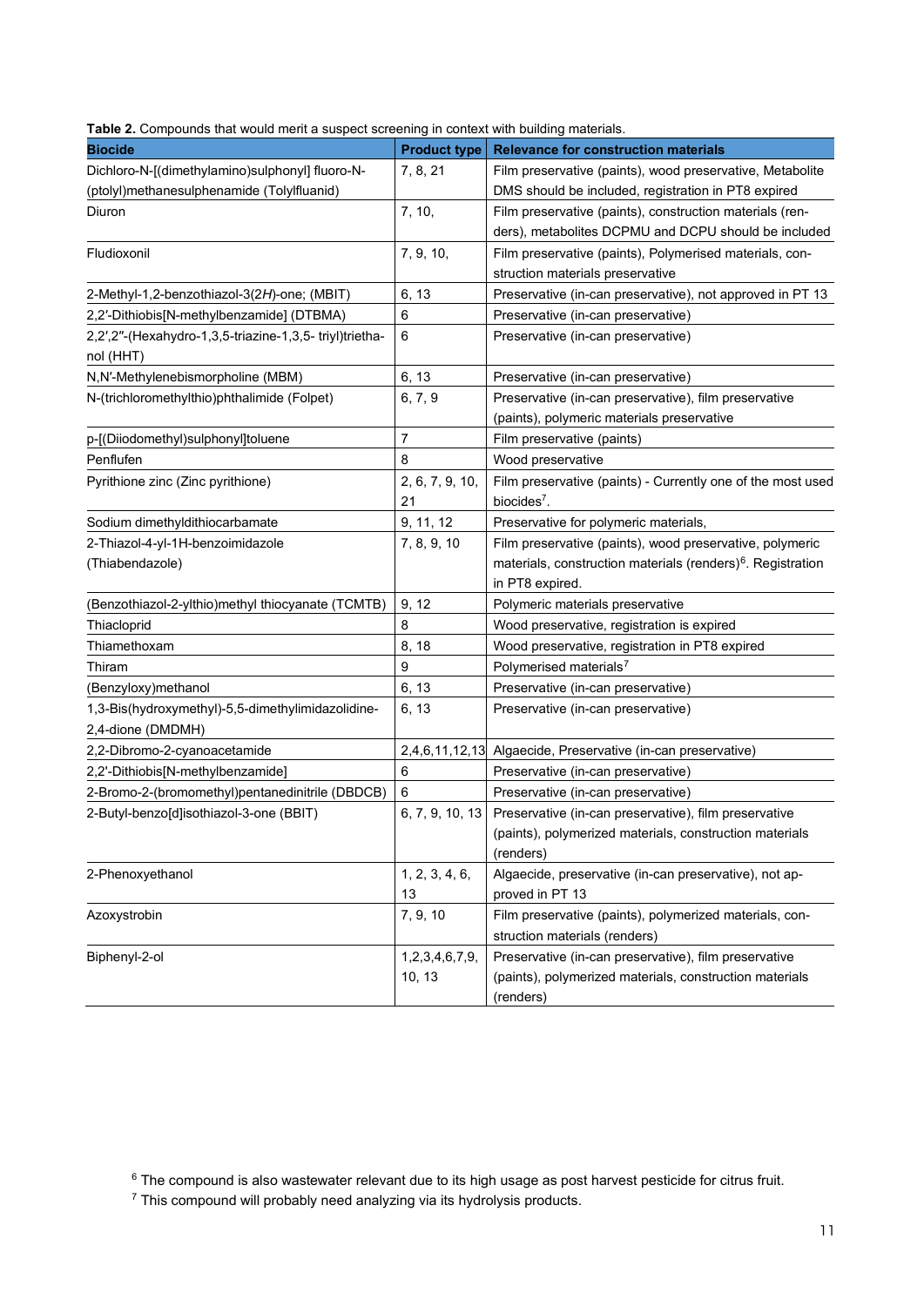**Table 2.** Compounds that would merit a suspect screening in context with building materials.

| Biocide | Product type | Relevance for construction materials |
|---|---|---|
| Dichloro-N-[(dimethylamino)sulphonyl] fluoro-N-(ptolyl)methanesulphenamide (Tolylfluanid) | 7, 8, 21 | Film preservative (paints), wood preservative, Metabolite DMS should be included, registration in PT8 expired |
| Diuron | 7, 10, | Film preservative (paints), construction materials (renders), metabolites DCPMU and DCPU should be included |
| Fludioxonil | 7, 9, 10, | Film preservative (paints), Polymerised materials, construction materials preservative |
| 2-Methyl-1,2-benzothiazol-3(2*H*)-one; (MBIT) | 6, 13 | Preservative (in-can preservative), not approved in PT 13 |
| 2,2′-Dithiobis[N-methylbenzamide] (DTBMA) | 6 | Preservative (in-can preservative) |
| 2,2′,2″-(Hexahydro-1,3,5-triazine-1,3,5- triyl)triethanol (HHT) | 6 | Preservative (in-can preservative) |
| N,N′-Methylenebismorpholine (MBM) | 6, 13 | Preservative (in-can preservative) |
| N-(trichloromethylthio)phthalimide (Folpet) | 6, 7, 9 | Preservative (in-can preservative), film preservative (paints), polymeric materials preservative |
| p-[(Diiodomethyl)sulphonyl]toluene | 7 | Film preservative (paints) |
| Penflufen | 8 | Wood preservative |
| Pyrithione zinc (Zinc pyrithione) | 2, 6, 7, 9, 10, 21 | Film preservative (paints) - Currently one of the most used biocides[7]. |
| Sodium dimethyldithiocarbamate | 9, 11, 12 | Preservative for polymeric materials, |
| 2-Thiazol-4-yl-1H-benzoimidazole (Thiabendazole) | 7, 8, 9, 10 | Film preservative (paints), wood preservative, polymeric materials, construction materials (renders)[6]. Registration in PT8 expired. |
| (Benzothiazol-2-ylthio)methyl thiocyanate (TCMTB) | 9, 12 | Polymeric materials preservative |
| Thiacloprid | 8 | Wood preservative, registration is expired |
| Thiamethoxam | 8, 18 | Wood preservative, registration in PT8 expired |
| Thiram | 9 | Polymerised materials[7] |
| (Benzyloxy)methanol | 6, 13 | Preservative (in-can preservative) |
| 1,3-Bis(hydroxymethyl)-5,5-dimethylimidazolidine-2,4-dione (DMDMH) | 6, 13 | Preservative (in-can preservative) |
| 2,2-Dibromo-2-cyanoacetamide | 2,4,6,11,12,13 | Algaecide, Preservative (in-can preservative) |
| 2,2′-Dithiobis[N-methylbenzamide] | 6 | Preservative (in-can preservative) |
| 2-Bromo-2-(bromomethyl)pentanedinitrile (DBDCB) | 6 | Preservative (in-can preservative) |
| 2-Butyl-benzo[d]isothiazol-3-one (BBIT) | 6, 7, 9, 10, 13 | Preservative (in-can preservative), film preservative (paints), polymerized materials, construction materials (renders) |
| 2-Phenoxyethanol | 1, 2, 3, 4, 6, 13 | Algaecide, preservative (in-can preservative), not approved in PT 13 |
| Azoxystrobin | 7, 9, 10 | Film preservative (paints), polymerized materials, construction materials (renders) |
| Biphenyl-2-ol | 1,2,3,4,6,7,9, 10, 13 | Preservative (in-can preservative), film preservative (paints), polymerized materials, construction materials (renders) |

[6] The compound is also wastewater relevant due to its high usage as post harvest pesticide for citrus fruit.

[7] This compound will probably need analyzing via its hydrolysis products.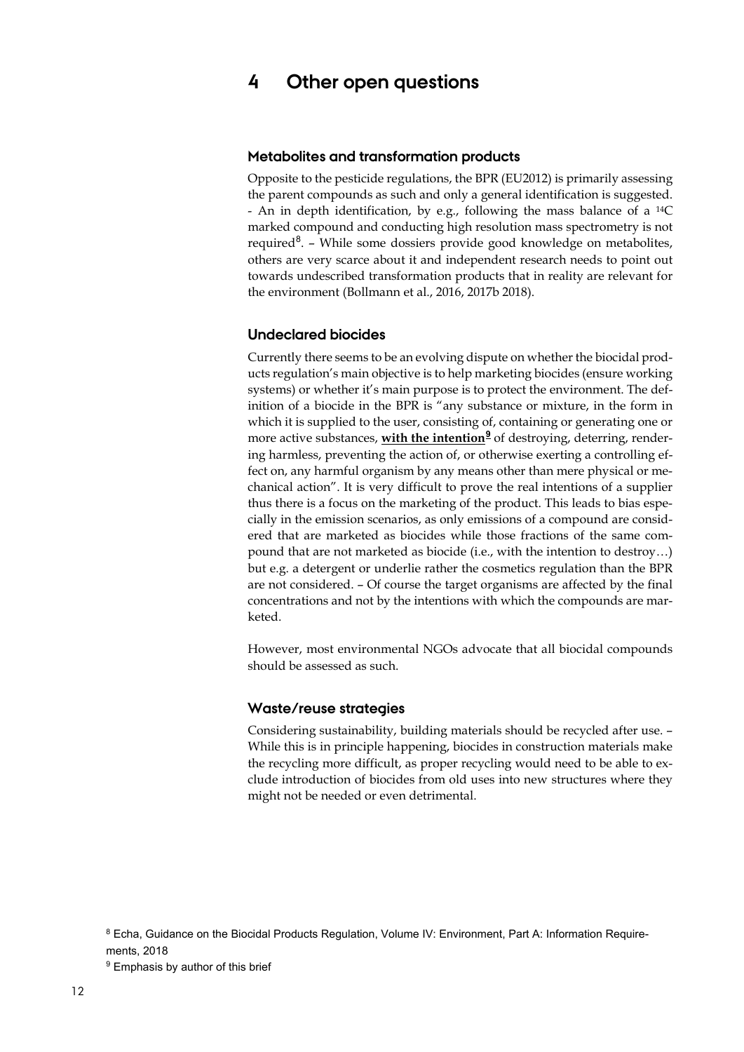# 4 Other open questions

### Metabolites and transformation products

Opposite to the pesticide regulations, the BPR (EU2012) is primarily assessing the parent compounds as such and only a general identification is suggested. - An in depth identification, by e.g., following the mass balance of a $^{14}C$ marked compound and conducting high resolution mass spectrometry is not required[8]. – While some dossiers provide good knowledge on metabolites, others are very scarce about it and independent research needs to point out towards undescribed transformation products that in reality are relevant for the environment (Bollmann et al., 2016, 2017b 2018).

### Undeclared biocides

Currently there seems to be an evolving dispute on whether the biocidal products regulation's main objective is to help marketing biocides (ensure working systems) or whether it's main purpose is to protect the environment. The definition of a biocide in the BPR is "any substance or mixture, in the form in which it is supplied to the user, consisting of, containing or generating one or more active substances, **with the intention**[9] of destroying, deterring, rendering harmless, preventing the action of, or otherwise exerting a controlling effect on, any harmful organism by any means other than mere physical or mechanical action". It is very difficult to prove the real intentions of a supplier thus there is a focus on the marketing of the product. This leads to bias especially in the emission scenarios, as only emissions of a compound are considered that are marketed as biocides while those fractions of the same compound that are not marketed as biocide (i.e., with the intention to destroy…) but e.g. a detergent or underlie rather the cosmetics regulation than the BPR are not considered. – Of course the target organisms are affected by the final concentrations and not by the intentions with which the compounds are marketed.

However, most environmental NGOs advocate that all biocidal compounds should be assessed as such.

### Waste/reuse strategies

Considering sustainability, building materials should be recycled after use. – While this is in principle happening, biocides in construction materials make the recycling more difficult, as proper recycling would need to be able to exclude introduction of biocides from old uses into new structures where they might not be needed or even detrimental.

[8] Echa, Guidance on the Biocidal Products Regulation, Volume IV: Environment, Part A: Information Requirements, 2018

[9] Emphasis by author of this brief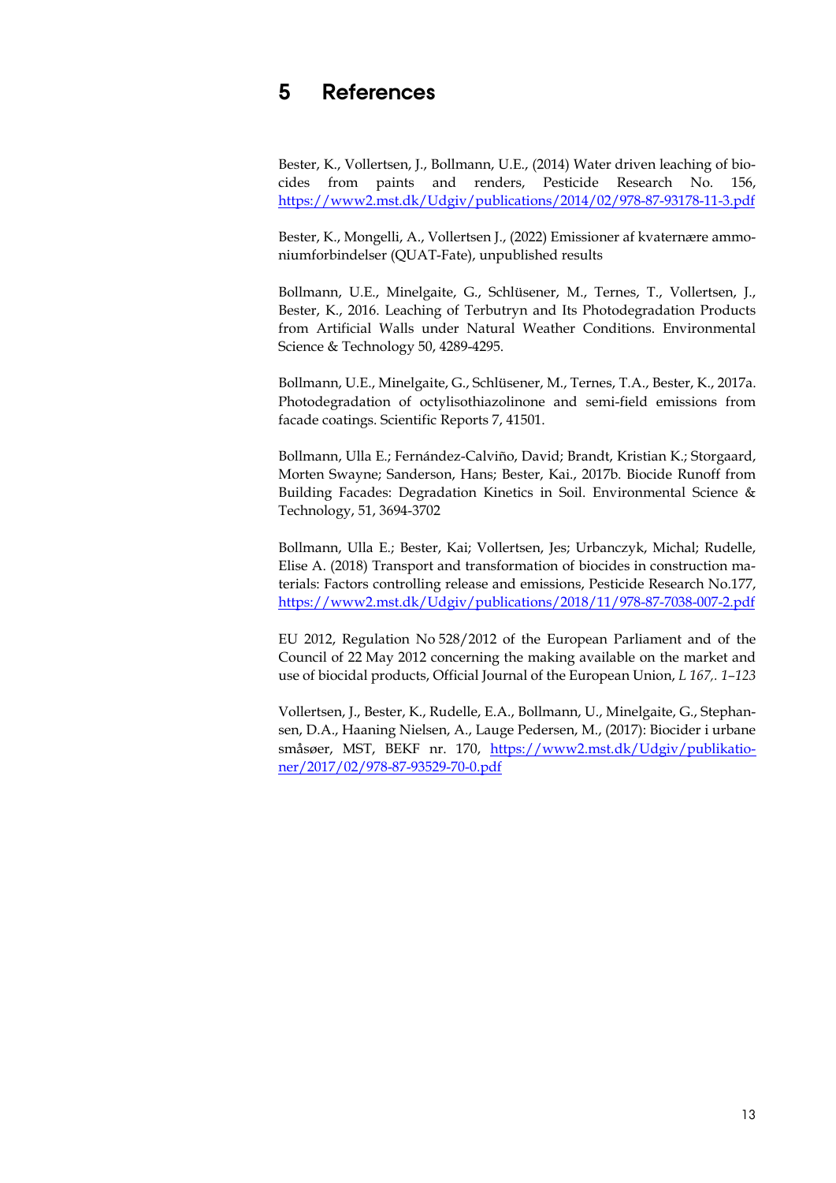# 5 References

Bester, K., Vollertsen, J., Bollmann, U.E., (2014) Water driven leaching of biocides from paints and renders, Pesticide Research No. 156, https://www2.mst.dk/Udgiv/publications/2014/02/978-87-93178-11-3.pdf

Bester, K., Mongelli, A., Vollertsen J., (2022) Emissioner af kvaternære ammoniumforbindelser (QUAT-Fate), unpublished results

Bollmann, U.E., Minelgaite, G., Schlüsener, M., Ternes, T., Vollertsen, J., Bester, K., 2016. Leaching of Terbutryn and Its Photodegradation Products from Artificial Walls under Natural Weather Conditions. Environmental Science & Technology 50, 4289-4295.

Bollmann, U.E., Minelgaite, G., Schlüsener, M., Ternes, T.A., Bester, K., 2017a. Photodegradation of octylisothiazolinone and semi-field emissions from facade coatings. Scientific Reports 7, 41501.

Bollmann, Ulla E.; Fernández-Calviño, David; Brandt, Kristian K.; Storgaard, Morten Swayne; Sanderson, Hans; Bester, Kai., 2017b. Biocide Runoff from Building Facades: Degradation Kinetics in Soil. Environmental Science & Technology, 51, 3694-3702

Bollmann, Ulla E.; Bester, Kai; Vollertsen, Jes; Urbanczyk, Michal; Rudelle, Elise A. (2018) Transport and transformation of biocides in construction materials: Factors controlling release and emissions, Pesticide Research No.177, https://www2.mst.dk/Udgiv/publications/2018/11/978-87-7038-007-2.pdf

EU 2012, Regulation No 528/2012 of the European Parliament and of the Council of 22 May 2012 concerning the making available on the market and use of biocidal products, Official Journal of the European Union, *L 167,. 1–123*

Vollertsen, J., Bester, K., Rudelle, E.A., Bollmann, U., Minelgaite, G., Stephansen, D.A., Haaning Nielsen, A., Lauge Pedersen, M., (2017): Biocider i urbane småsøer, MST, BEKF nr. 170, https://www2.mst.dk/Udgiv/publikationer/2017/02/978-87-93529-70-0.pdf